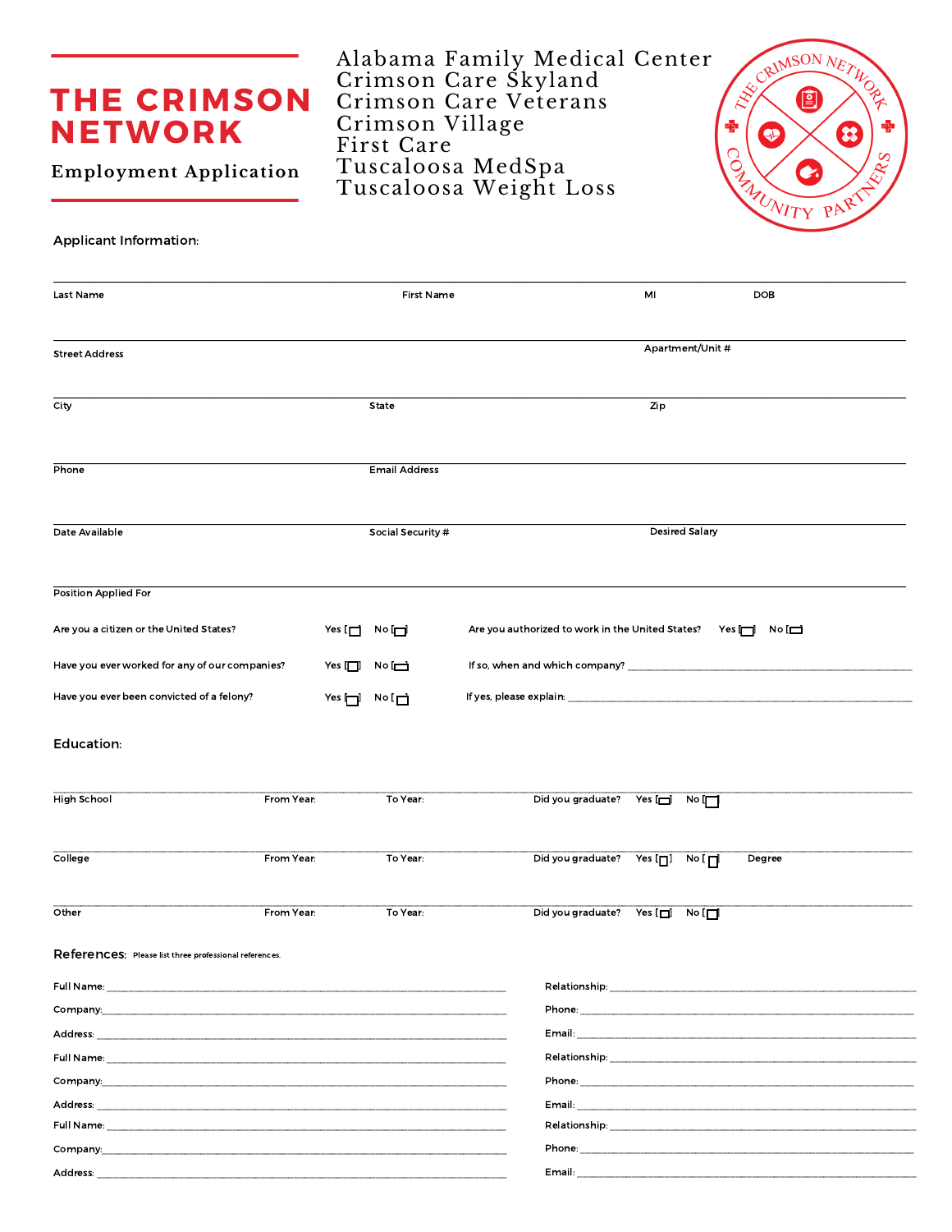# THE CRIMSON NETWORK

**Employment Application**

Alabama Family Medical Center
Crimson Care Skyland
Crimson Care Veterans
Crimson Village
First Care
Tuscaloosa MedSpa
Tuscaloosa Weight Loss

THE CRIMSON NETWORK COMMUNITY PARTNERS

## Applicant Information:

Last Name | First Name | MI | DOB

Street Address | Apartment/Unit #

City | State | Zip

Phone | Email Address

Date Available | Social Security # | Desired Salary

Position Applied For

Are you a citizen or the United States? Yes [ ] No [ ]    Are you authorized to work in the United States? Yes [ ] No [ ]

Have you ever worked for any of our companies? Yes [ ] No [ ]    If so, when and which company? ______

Have you ever been convicted of a felony? Yes [ ] No [ ]    If yes, please explain: ______

## Education:

High School | From Year: | To Year: | Did you graduate? Yes [ ] No [ ]

College | From Year: | To Year: | Did you graduate? Yes [ ] No [ ] | Degree

Other | From Year: | To Year: | Did you graduate? Yes [ ] No [ ]

## References: Please list three professional references.

Full Name: ______    Relationship: ______
Company: ______    Phone: ______
Address: ______    Email: ______

Full Name: ______    Relationship: ______
Company: ______    Phone: ______
Address: ______    Email: ______

Full Name: ______    Relationship: ______
Company: ______    Phone: ______
Address: ______    Email: ______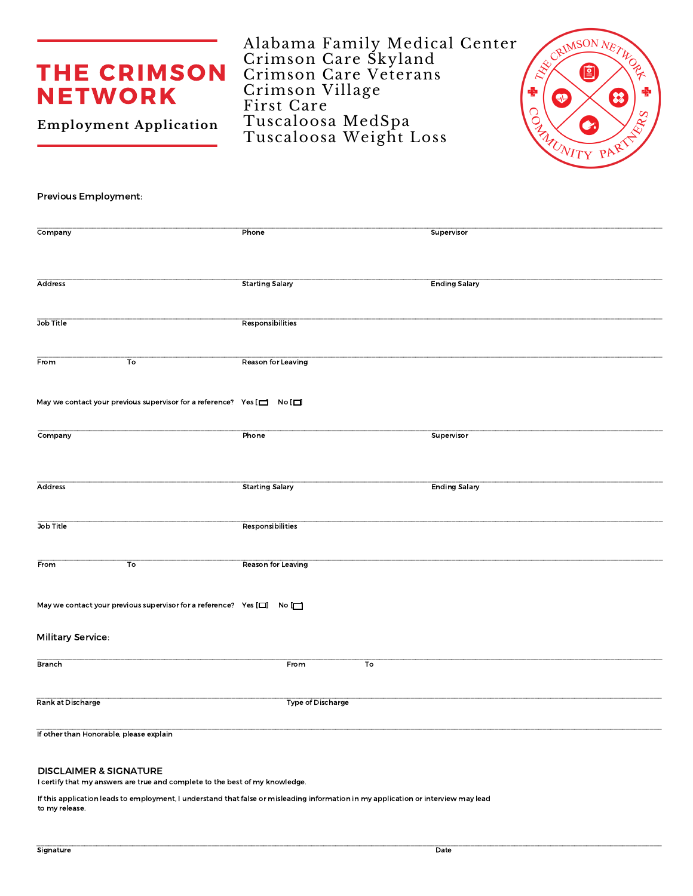# THE CRIMSON NETWORK

**Employment Application**

Alabama Family Medical Center
Crimson Care Skyland
Crimson Care Veterans
Crimson Village
First Care
Tuscaloosa MedSpa
Tuscaloosa Weight Loss

THE CRIMSON NETWORK
COMMUNITY PARTNERS

## Previous Employment:

Company | Phone | Supervisor

Address | Starting Salary | Ending Salary

Job Title | Responsibilities

From | To | Reason for Leaving

May we contact your previous supervisor for a reference? Yes [ ] No [ ]

Company | Phone | Supervisor

Address | Starting Salary | Ending Salary

Job Title | Responsibilities

From | To | Reason for Leaving

May we contact your previous supervisor for a reference? Yes [ ] No [ ]

## Military Service:

Branch | From | To

Rank at Discharge | Type of Discharge

If other than Honorable, please explain

## DISCLAIMER & SIGNATURE

I certify that my answers are true and complete to the best of my knowledge.

If this application leads to employment, I understand that false or misleading information in my application or interview may lead to my release.

Signature | Date